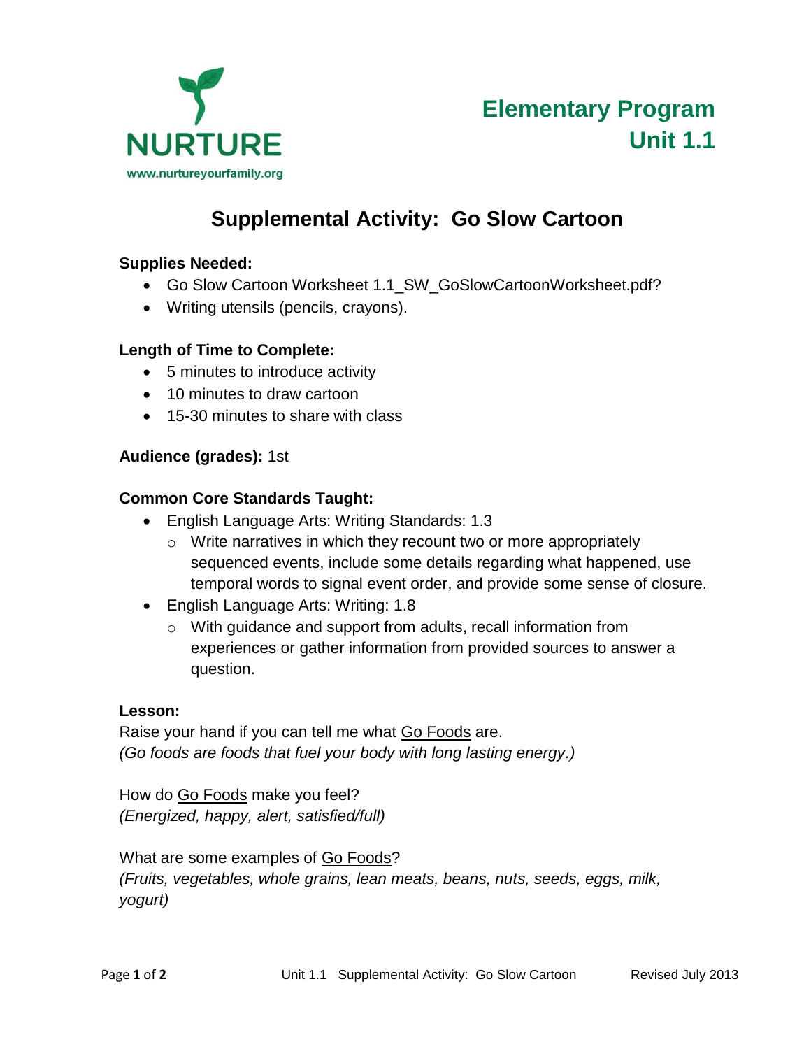NURTURE

www.nurtureyourfamily.org

# Elementary Program Unit 1.1

## Supplemental Activity: Go Slow Cartoon

**Supplies Needed:**

- Go Slow Cartoon Worksheet 1.1_SW_GoSlowCartoonWorksheet.pdf?
- Writing utensils (pencils, crayons).

**Length of Time to Complete:**

- 5 minutes to introduce activity
- 10 minutes to draw cartoon
- 15-30 minutes to share with class

**Audience (grades):** 1st

**Common Core Standards Taught:**

- English Language Arts: Writing Standards: 1.3
  - Write narratives in which they recount two or more appropriately sequenced events, include some details regarding what happened, use temporal words to signal event order, and provide some sense of closure.
- English Language Arts: Writing: 1.8
  - With guidance and support from adults, recall information from experiences or gather information from provided sources to answer a question.

**Lesson:**

Raise your hand if you can tell me what <u>Go Foods</u> are.
*(Go foods are foods that fuel your body with long lasting energy.)*

How do <u>Go Foods</u> make you feel?
*(Energized, happy, alert, satisfied/full)*

What are some examples of <u>Go Foods</u>?
*(Fruits, vegetables, whole grains, lean meats, beans, nuts, seeds, eggs, milk, yogurt)*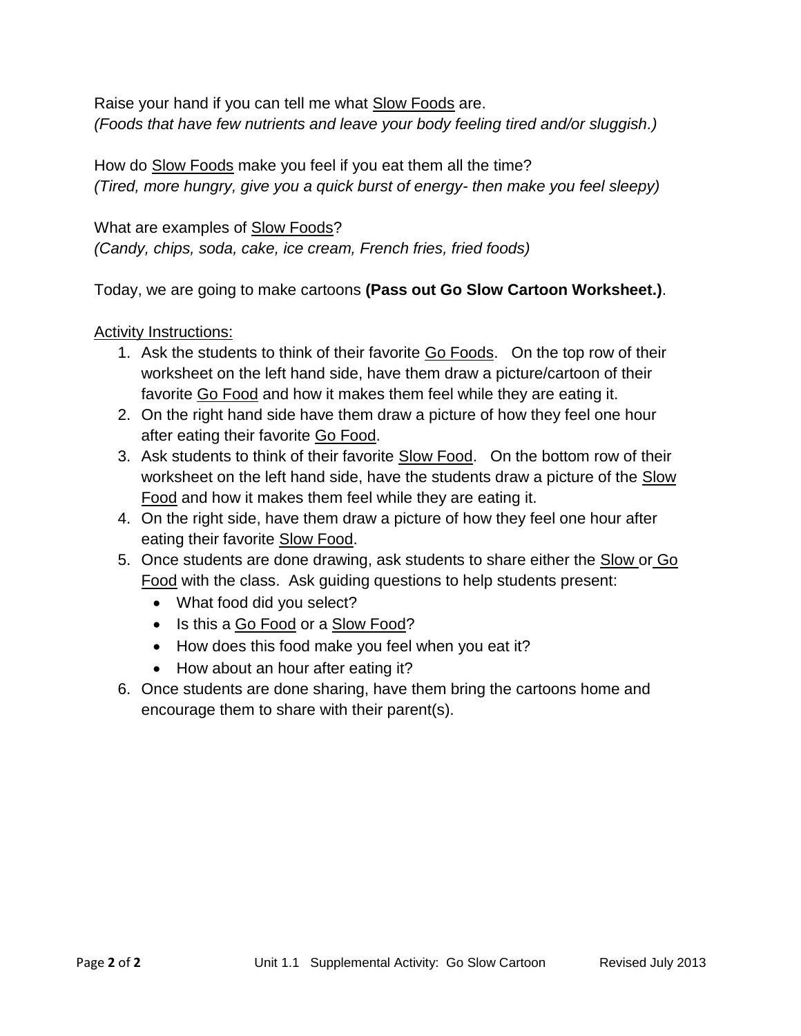Raise your hand if you can tell me what Slow Foods are.
*(Foods that have few nutrients and leave your body feeling tired and/or sluggish.)*

How do Slow Foods make you feel if you eat them all the time?
*(Tired, more hungry, give you a quick burst of energy- then make you feel sleepy)*

What are examples of Slow Foods?
*(Candy, chips, soda, cake, ice cream, French fries, fried foods)*

Today, we are going to make cartoons **(Pass out Go Slow Cartoon Worksheet.)**.

Activity Instructions:

1. Ask the students to think of their favorite Go Foods. On the top row of their worksheet on the left hand side, have them draw a picture/cartoon of their favorite Go Food and how it makes them feel while they are eating it.
2. On the right hand side have them draw a picture of how they feel one hour after eating their favorite Go Food.
3. Ask students to think of their favorite Slow Food. On the bottom row of their worksheet on the left hand side, have the students draw a picture of the Slow Food and how it makes them feel while they are eating it.
4. On the right side, have them draw a picture of how they feel one hour after eating their favorite Slow Food.
5. Once students are done drawing, ask students to share either the Slow or Go Food with the class. Ask guiding questions to help students present:
   - What food did you select?
   - Is this a Go Food or a Slow Food?
   - How does this food make you feel when you eat it?
   - How about an hour after eating it?
6. Once students are done sharing, have them bring the cartoons home and encourage them to share with their parent(s).